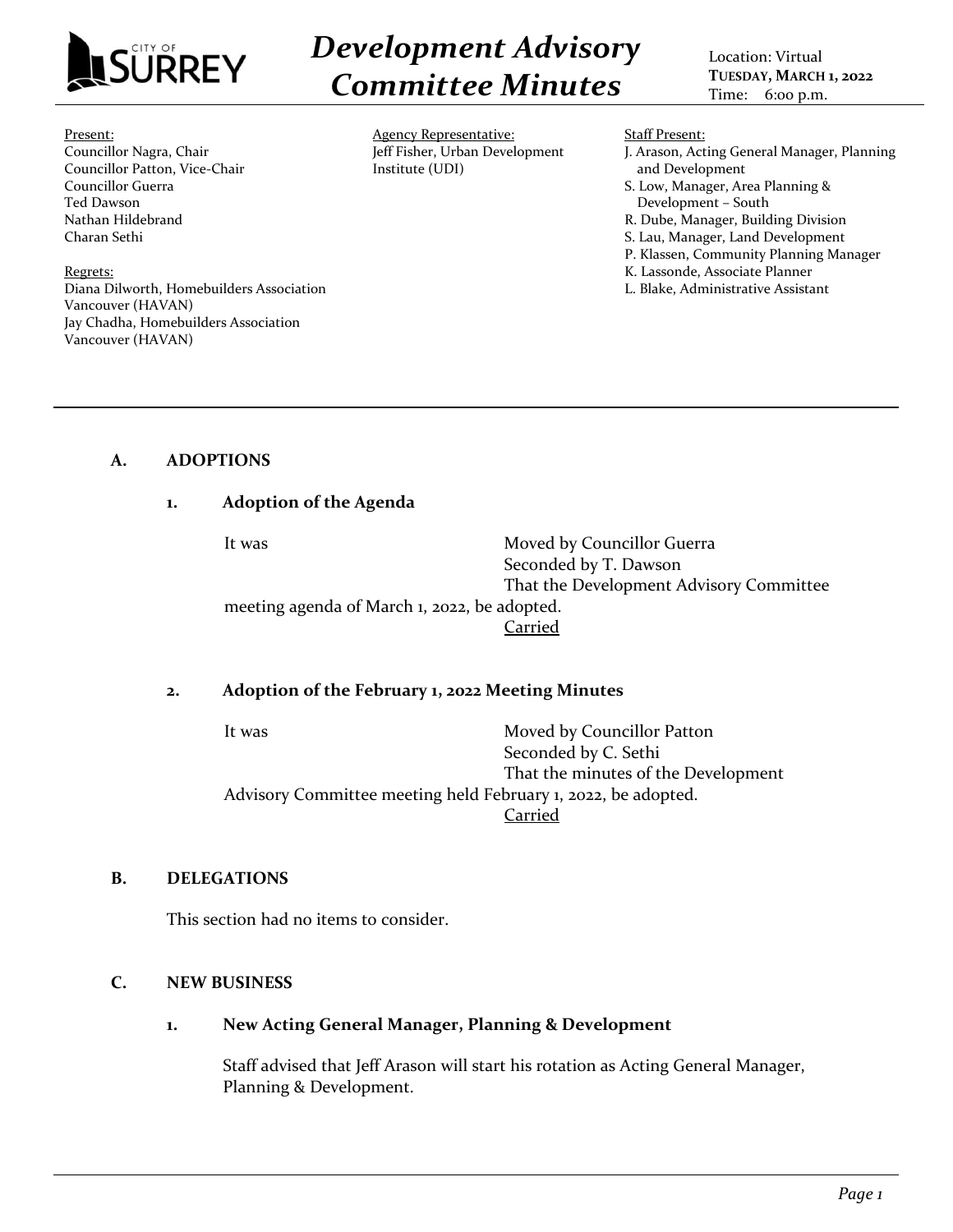# Development Advisory Committee Minutes

Location: Virtual
**TUESDAY, MARCH 1, 2022**
Time: 6:00 p.m.

Present:
Councillor Nagra, Chair
Councillor Patton, Vice-Chair
Councillor Guerra
Ted Dawson
Nathan Hildebrand
Charan Sethi

Regrets:
Diana Dilworth, Homebuilders Association Vancouver (HAVAN)
Jay Chadha, Homebuilders Association Vancouver (HAVAN)

Agency Representative:
Jeff Fisher, Urban Development Institute (UDI)

Staff Present:
J. Arason, Acting General Manager, Planning and Development
S. Low, Manager, Area Planning & Development – South
R. Dube, Manager, Building Division
S. Lau, Manager, Land Development
P. Klassen, Community Planning Manager
K. Lassonde, Associate Planner
L. Blake, Administrative Assistant

## A. ADOPTIONS

### 1. Adoption of the Agenda

It was Moved by Councillor Guerra
Seconded by T. Dawson
That the Development Advisory Committee meeting agenda of March 1, 2022, be adopted.
Carried

### 2. Adoption of the February 1, 2022 Meeting Minutes

It was Moved by Councillor Patton
Seconded by C. Sethi
That the minutes of the Development Advisory Committee meeting held February 1, 2022, be adopted.
Carried

## B. DELEGATIONS

This section had no items to consider.

## C. NEW BUSINESS

### 1. New Acting General Manager, Planning & Development

Staff advised that Jeff Arason will start his rotation as Acting General Manager, Planning & Development.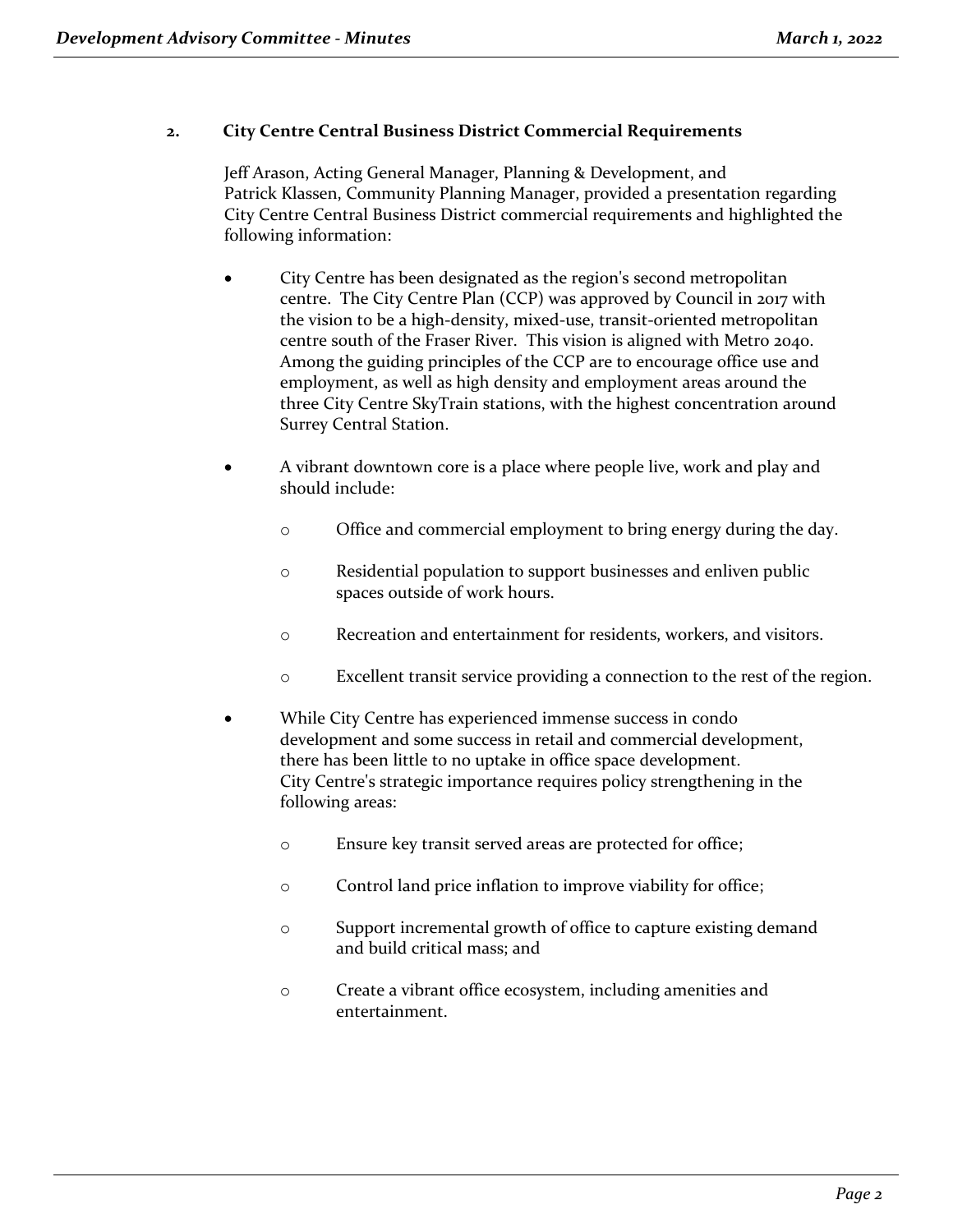## 2. City Centre Central Business District Commercial Requirements

Jeff Arason, Acting General Manager, Planning & Development, and Patrick Klassen, Community Planning Manager, provided a presentation regarding City Centre Central Business District commercial requirements and highlighted the following information:

- City Centre has been designated as the region's second metropolitan centre. The City Centre Plan (CCP) was approved by Council in 2017 with the vision to be a high-density, mixed-use, transit-oriented metropolitan centre south of the Fraser River. This vision is aligned with Metro 2040. Among the guiding principles of the CCP are to encourage office use and employment, as well as high density and employment areas around the three City Centre SkyTrain stations, with the highest concentration around Surrey Central Station.

- A vibrant downtown core is a place where people live, work and play and should include:

  - Office and commercial employment to bring energy during the day.
  - Residential population to support businesses and enliven public spaces outside of work hours.
  - Recreation and entertainment for residents, workers, and visitors.
  - Excellent transit service providing a connection to the rest of the region.

- While City Centre has experienced immense success in condo development and some success in retail and commercial development, there has been little to no uptake in office space development. City Centre's strategic importance requires policy strengthening in the following areas:

  - Ensure key transit served areas are protected for office;
  - Control land price inflation to improve viability for office;
  - Support incremental growth of office to capture existing demand and build critical mass; and
  - Create a vibrant office ecosystem, including amenities and entertainment.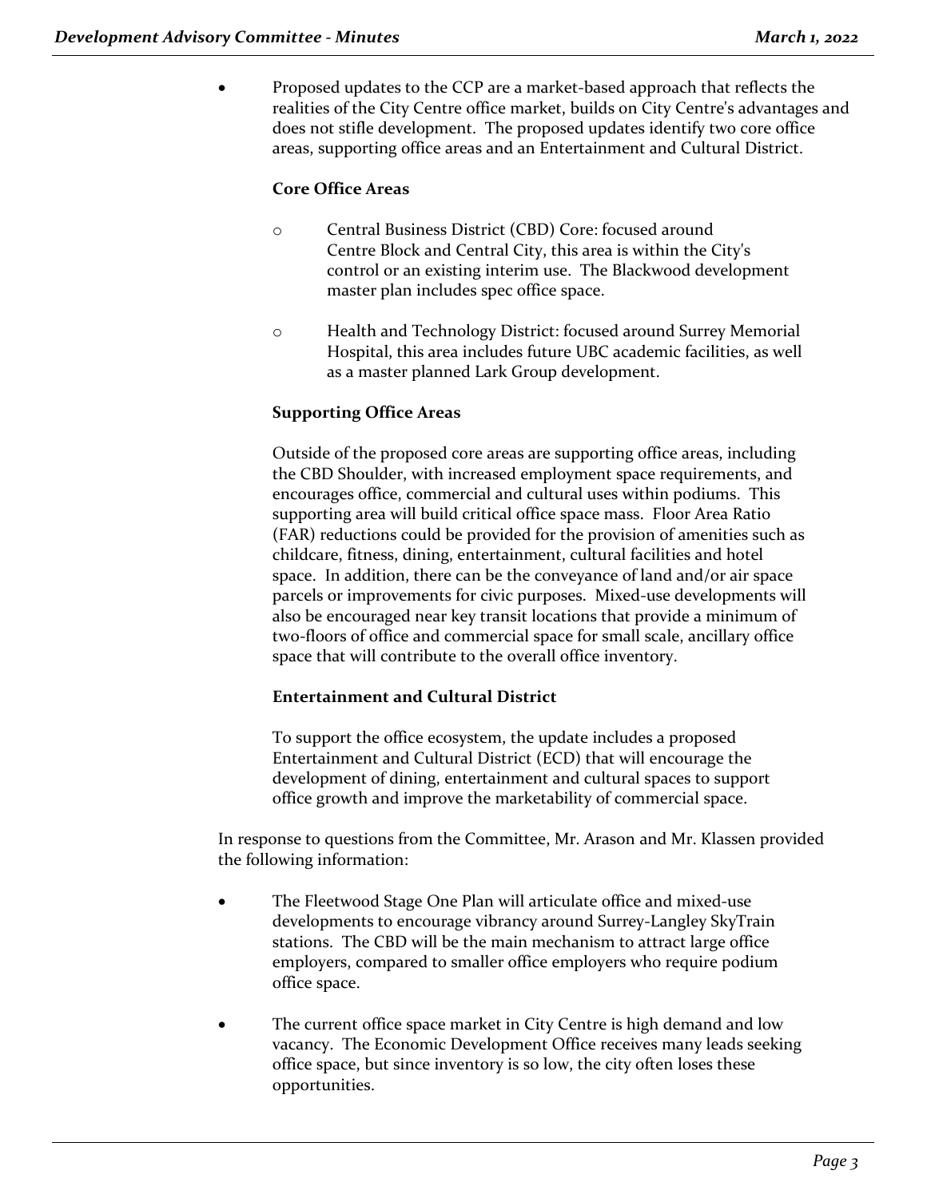- Proposed updates to the CCP are a market-based approach that reflects the realities of the City Centre office market, builds on City Centre's advantages and does not stifle development. The proposed updates identify two core office areas, supporting office areas and an Entertainment and Cultural District.

  **Core Office Areas**

  - Central Business District (CBD) Core: focused around Centre Block and Central City, this area is within the City's control or an existing interim use. The Blackwood development master plan includes spec office space.

  - Health and Technology District: focused around Surrey Memorial Hospital, this area includes future UBC academic facilities, as well as a master planned Lark Group development.

  **Supporting Office Areas**

  Outside of the proposed core areas are supporting office areas, including the CBD Shoulder, with increased employment space requirements, and encourages office, commercial and cultural uses within podiums. This supporting area will build critical office space mass. Floor Area Ratio (FAR) reductions could be provided for the provision of amenities such as childcare, fitness, dining, entertainment, cultural facilities and hotel space. In addition, there can be the conveyance of land and/or air space parcels or improvements for civic purposes. Mixed-use developments will also be encouraged near key transit locations that provide a minimum of two-floors of office and commercial space for small scale, ancillary office space that will contribute to the overall office inventory.

  **Entertainment and Cultural District**

  To support the office ecosystem, the update includes a proposed Entertainment and Cultural District (ECD) that will encourage the development of dining, entertainment and cultural spaces to support office growth and improve the marketability of commercial space.

In response to questions from the Committee, Mr. Arason and Mr. Klassen provided the following information:

- The Fleetwood Stage One Plan will articulate office and mixed-use developments to encourage vibrancy around Surrey-Langley SkyTrain stations. The CBD will be the main mechanism to attract large office employers, compared to smaller office employers who require podium office space.

- The current office space market in City Centre is high demand and low vacancy. The Economic Development Office receives many leads seeking office space, but since inventory is so low, the city often loses these opportunities.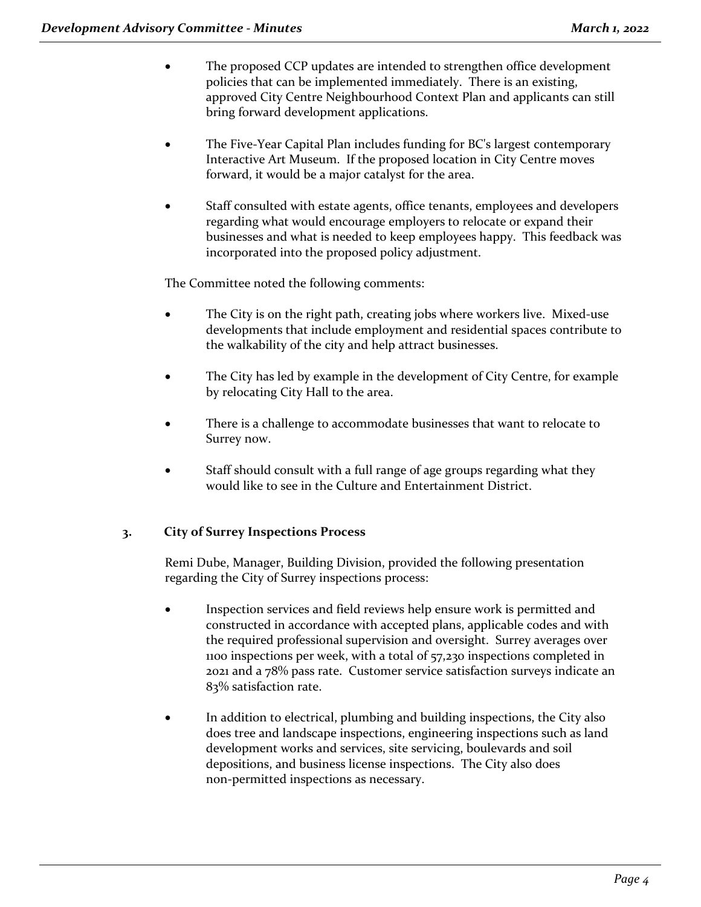- The proposed CCP updates are intended to strengthen office development policies that can be implemented immediately. There is an existing, approved City Centre Neighbourhood Context Plan and applicants can still bring forward development applications.

- The Five-Year Capital Plan includes funding for BC's largest contemporary Interactive Art Museum. If the proposed location in City Centre moves forward, it would be a major catalyst for the area.

- Staff consulted with estate agents, office tenants, employees and developers regarding what would encourage employers to relocate or expand their businesses and what is needed to keep employees happy. This feedback was incorporated into the proposed policy adjustment.

The Committee noted the following comments:

- The City is on the right path, creating jobs where workers live. Mixed-use developments that include employment and residential spaces contribute to the walkability of the city and help attract businesses.

- The City has led by example in the development of City Centre, for example by relocating City Hall to the area.

- There is a challenge to accommodate businesses that want to relocate to Surrey now.

- Staff should consult with a full range of age groups regarding what they would like to see in the Culture and Entertainment District.

## 3. City of Surrey Inspections Process

Remi Dube, Manager, Building Division, provided the following presentation regarding the City of Surrey inspections process:

- Inspection services and field reviews help ensure work is permitted and constructed in accordance with accepted plans, applicable codes and with the required professional supervision and oversight. Surrey averages over 1100 inspections per week, with a total of 57,230 inspections completed in 2021 and a 78% pass rate. Customer service satisfaction surveys indicate an 83% satisfaction rate.

- In addition to electrical, plumbing and building inspections, the City also does tree and landscape inspections, engineering inspections such as land development works and services, site servicing, boulevards and soil depositions, and business license inspections. The City also does non-permitted inspections as necessary.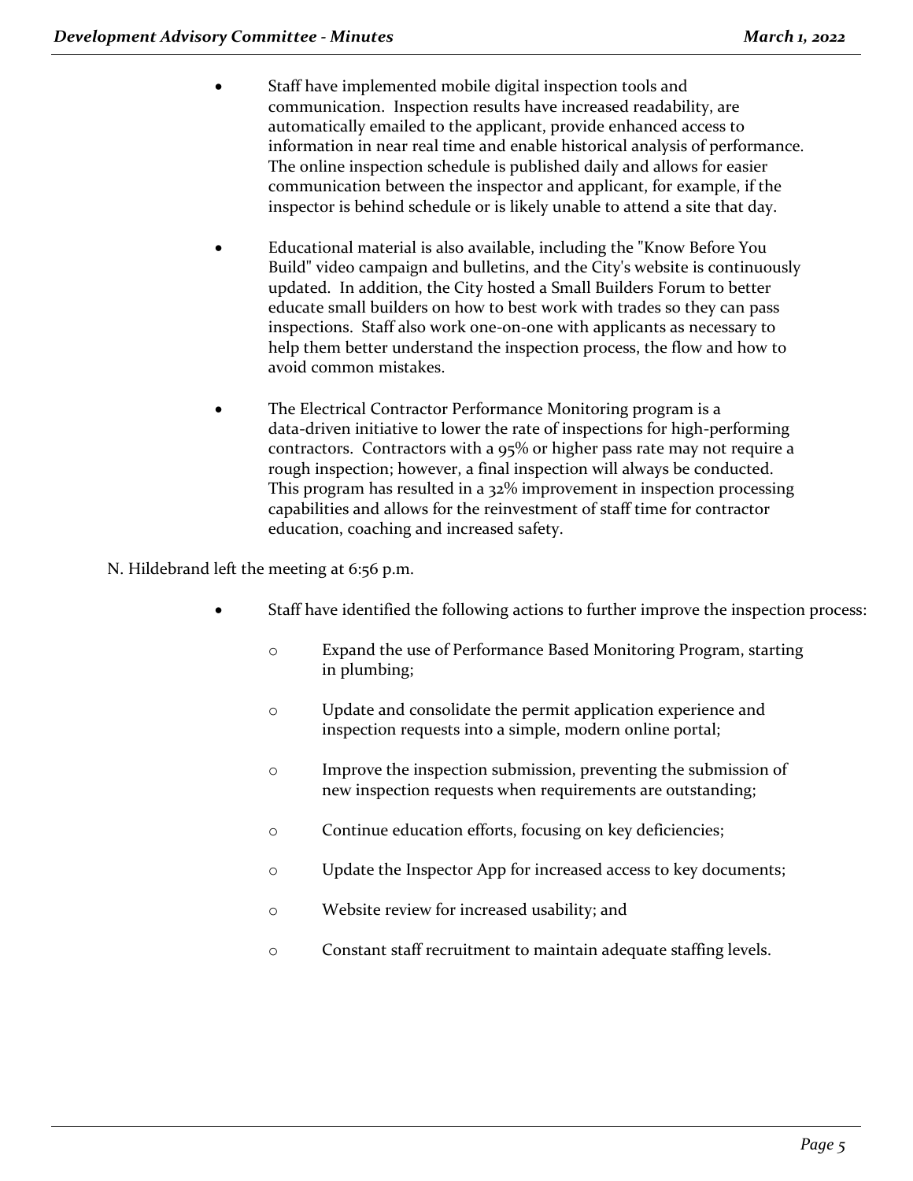- Staff have implemented mobile digital inspection tools and communication. Inspection results have increased readability, are automatically emailed to the applicant, provide enhanced access to information in near real time and enable historical analysis of performance. The online inspection schedule is published daily and allows for easier communication between the inspector and applicant, for example, if the inspector is behind schedule or is likely unable to attend a site that day.

- Educational material is also available, including the "Know Before You Build" video campaign and bulletins, and the City's website is continuously updated. In addition, the City hosted a Small Builders Forum to better educate small builders on how to best work with trades so they can pass inspections. Staff also work one-on-one with applicants as necessary to help them better understand the inspection process, the flow and how to avoid common mistakes.

- The Electrical Contractor Performance Monitoring program is a data-driven initiative to lower the rate of inspections for high-performing contractors. Contractors with a 95% or higher pass rate may not require a rough inspection; however, a final inspection will always be conducted. This program has resulted in a 32% improvement in inspection processing capabilities and allows for the reinvestment of staff time for contractor education, coaching and increased safety.

N. Hildebrand left the meeting at 6:56 p.m.

- Staff have identified the following actions to further improve the inspection process:
  - Expand the use of Performance Based Monitoring Program, starting in plumbing;
  - Update and consolidate the permit application experience and inspection requests into a simple, modern online portal;
  - Improve the inspection submission, preventing the submission of new inspection requests when requirements are outstanding;
  - Continue education efforts, focusing on key deficiencies;
  - Update the Inspector App for increased access to key documents;
  - Website review for increased usability; and
  - Constant staff recruitment to maintain adequate staffing levels.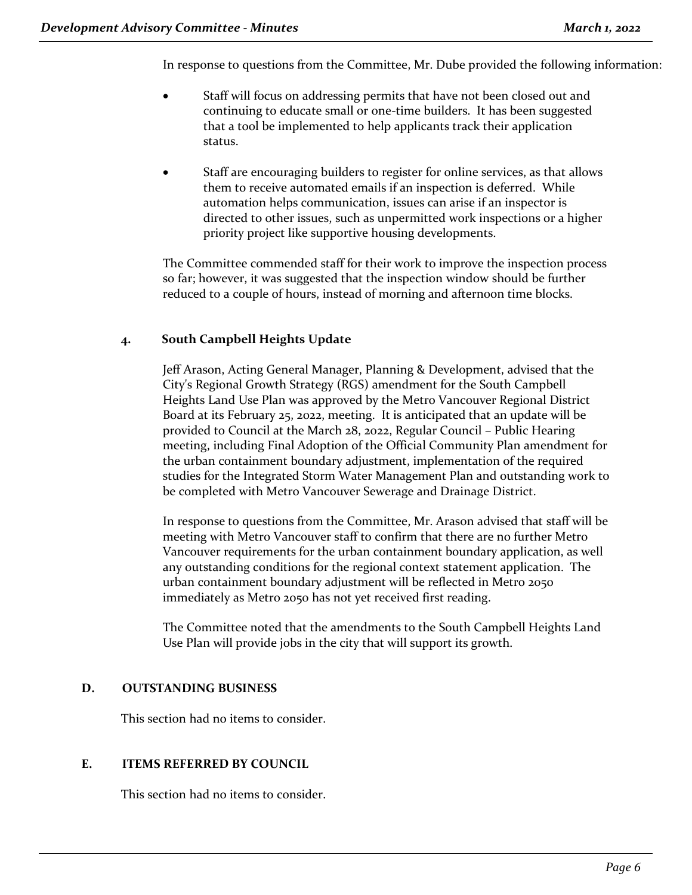In response to questions from the Committee, Mr. Dube provided the following information:

- Staff will focus on addressing permits that have not been closed out and continuing to educate small or one-time builders. It has been suggested that a tool be implemented to help applicants track their application status.
- Staff are encouraging builders to register for online services, as that allows them to receive automated emails if an inspection is deferred. While automation helps communication, issues can arise if an inspector is directed to other issues, such as unpermitted work inspections or a higher priority project like supportive housing developments.

The Committee commended staff for their work to improve the inspection process so far; however, it was suggested that the inspection window should be further reduced to a couple of hours, instead of morning and afternoon time blocks.

### 4. South Campbell Heights Update

Jeff Arason, Acting General Manager, Planning & Development, advised that the City's Regional Growth Strategy (RGS) amendment for the South Campbell Heights Land Use Plan was approved by the Metro Vancouver Regional District Board at its February 25, 2022, meeting. It is anticipated that an update will be provided to Council at the March 28, 2022, Regular Council – Public Hearing meeting, including Final Adoption of the Official Community Plan amendment for the urban containment boundary adjustment, implementation of the required studies for the Integrated Storm Water Management Plan and outstanding work to be completed with Metro Vancouver Sewerage and Drainage District.

In response to questions from the Committee, Mr. Arason advised that staff will be meeting with Metro Vancouver staff to confirm that there are no further Metro Vancouver requirements for the urban containment boundary application, as well any outstanding conditions for the regional context statement application. The urban containment boundary adjustment will be reflected in Metro 2050 immediately as Metro 2050 has not yet received first reading.

The Committee noted that the amendments to the South Campbell Heights Land Use Plan will provide jobs in the city that will support its growth.

## D. OUTSTANDING BUSINESS

This section had no items to consider.

## E. ITEMS REFERRED BY COUNCIL

This section had no items to consider.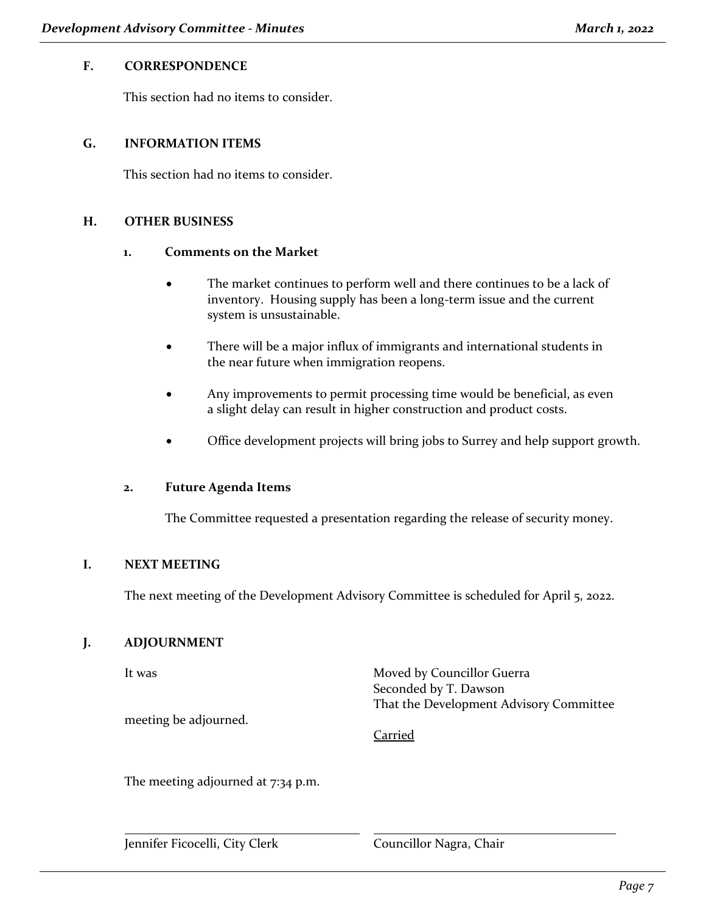## F. CORRESPONDENCE

This section had no items to consider.

## G. INFORMATION ITEMS

This section had no items to consider.

## H. OTHER BUSINESS

### 1. Comments on the Market

- The market continues to perform well and there continues to be a lack of inventory. Housing supply has been a long-term issue and the current system is unsustainable.
- There will be a major influx of immigrants and international students in the near future when immigration reopens.
- Any improvements to permit processing time would be beneficial, as even a slight delay can result in higher construction and product costs.
- Office development projects will bring jobs to Surrey and help support growth.

### 2. Future Agenda Items

The Committee requested a presentation regarding the release of security money.

## I. NEXT MEETING

The next meeting of the Development Advisory Committee is scheduled for April 5, 2022.

## J. ADJOURNMENT

It was Moved by Councillor Guerra
Seconded by T. Dawson
That the Development Advisory Committee meeting be adjourned.

Carried

The meeting adjourned at 7:34 p.m.

Jennifer Ficocelli, City Clerk

Councillor Nagra, Chair